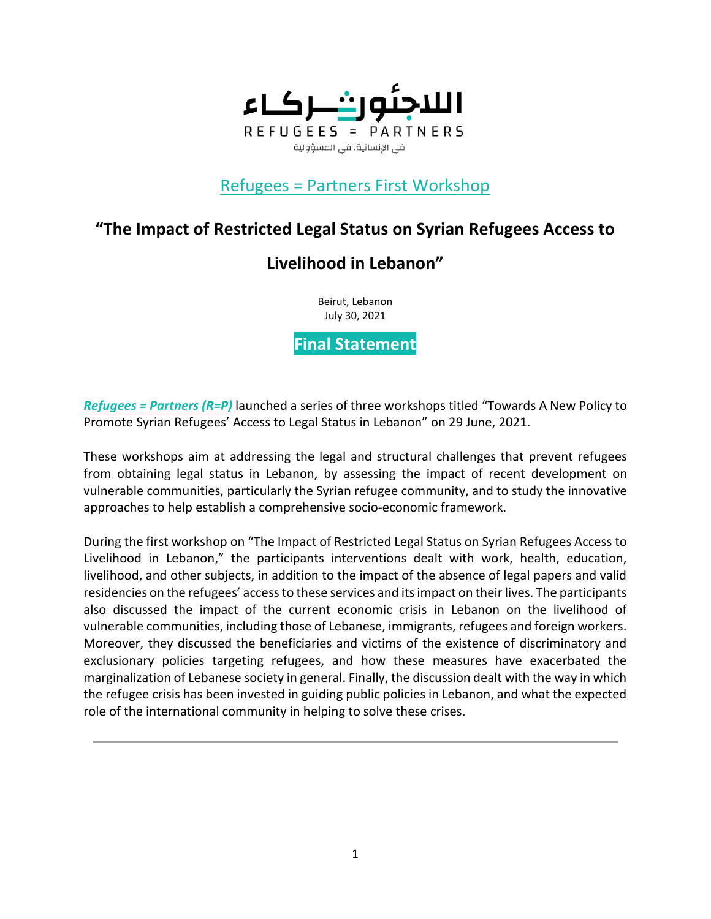اللاجئون شركاء

REFUGEES = PARTNERS

في الإنسانية، في المسؤولية

## Refugees = Partners First Workshop

# "The Impact of Restricted Legal Status on Syrian Refugees Access to Livelihood in Lebanon"

Beirut, Lebanon
July 30, 2021

## Final Statement

***Refugees = Partners (R=P)*** launched a series of three workshops titled "Towards A New Policy to Promote Syrian Refugees' Access to Legal Status in Lebanon" on 29 June, 2021.

These workshops aim at addressing the legal and structural challenges that prevent refugees from obtaining legal status in Lebanon, by assessing the impact of recent development on vulnerable communities, particularly the Syrian refugee community, and to study the innovative approaches to help establish a comprehensive socio-economic framework.

During the first workshop on "The Impact of Restricted Legal Status on Syrian Refugees Access to Livelihood in Lebanon," the participants interventions dealt with work, health, education, livelihood, and other subjects, in addition to the impact of the absence of legal papers and valid residencies on the refugees' access to these services and its impact on their lives. The participants also discussed the impact of the current economic crisis in Lebanon on the livelihood of vulnerable communities, including those of Lebanese, immigrants, refugees and foreign workers. Moreover, they discussed the beneficiaries and victims of the existence of discriminatory and exclusionary policies targeting refugees, and how these measures have exacerbated the marginalization of Lebanese society in general. Finally, the discussion dealt with the way in which the refugee crisis has been invested in guiding public policies in Lebanon, and what the expected role of the international community in helping to solve these crises.

---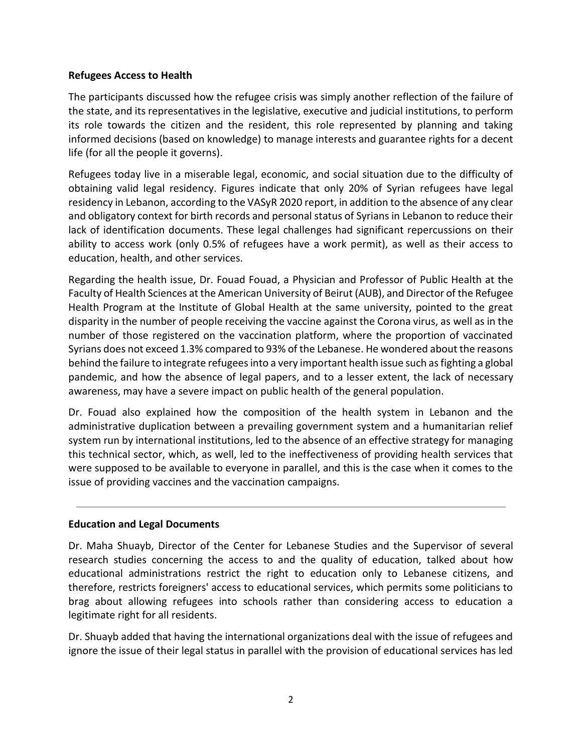**Refugees Access to Health**

The participants discussed how the refugee crisis was simply another reflection of the failure of the state, and its representatives in the legislative, executive and judicial institutions, to perform its role towards the citizen and the resident, this role represented by planning and taking informed decisions (based on knowledge) to manage interests and guarantee rights for a decent life (for all the people it governs).

Refugees today live in a miserable legal, economic, and social situation due to the difficulty of obtaining valid legal residency. Figures indicate that only 20% of Syrian refugees have legal residency in Lebanon, according to the VASyR 2020 report, in addition to the absence of any clear and obligatory context for birth records and personal status of Syrians in Lebanon to reduce their lack of identification documents. These legal challenges had significant repercussions on their ability to access work (only 0.5% of refugees have a work permit), as well as their access to education, health, and other services.

Regarding the health issue, Dr. Fouad Fouad, a Physician and Professor of Public Health at the Faculty of Health Sciences at the American University of Beirut (AUB), and Director of the Refugee Health Program at the Institute of Global Health at the same university, pointed to the great disparity in the number of people receiving the vaccine against the Corona virus, as well as in the number of those registered on the vaccination platform, where the proportion of vaccinated Syrians does not exceed 1.3% compared to 93% of the Lebanese. He wondered about the reasons behind the failure to integrate refugees into a very important health issue such as fighting a global pandemic, and how the absence of legal papers, and to a lesser extent, the lack of necessary awareness, may have a severe impact on public health of the general population.

Dr. Fouad also explained how the composition of the health system in Lebanon and the administrative duplication between a prevailing government system and a humanitarian relief system run by international institutions, led to the absence of an effective strategy for managing this technical sector, which, as well, led to the ineffectiveness of providing health services that were supposed to be available to everyone in parallel, and this is the case when it comes to the issue of providing vaccines and the vaccination campaigns.

---

**Education and Legal Documents**

Dr. Maha Shuayb, Director of the Center for Lebanese Studies and the Supervisor of several research studies concerning the access to and the quality of education, talked about how educational administrations restrict the right to education only to Lebanese citizens, and therefore, restricts foreigners' access to educational services, which permits some politicians to brag about allowing refugees into schools rather than considering access to education a legitimate right for all residents.

Dr. Shuayb added that having the international organizations deal with the issue of refugees and ignore the issue of their legal status in parallel with the provision of educational services has led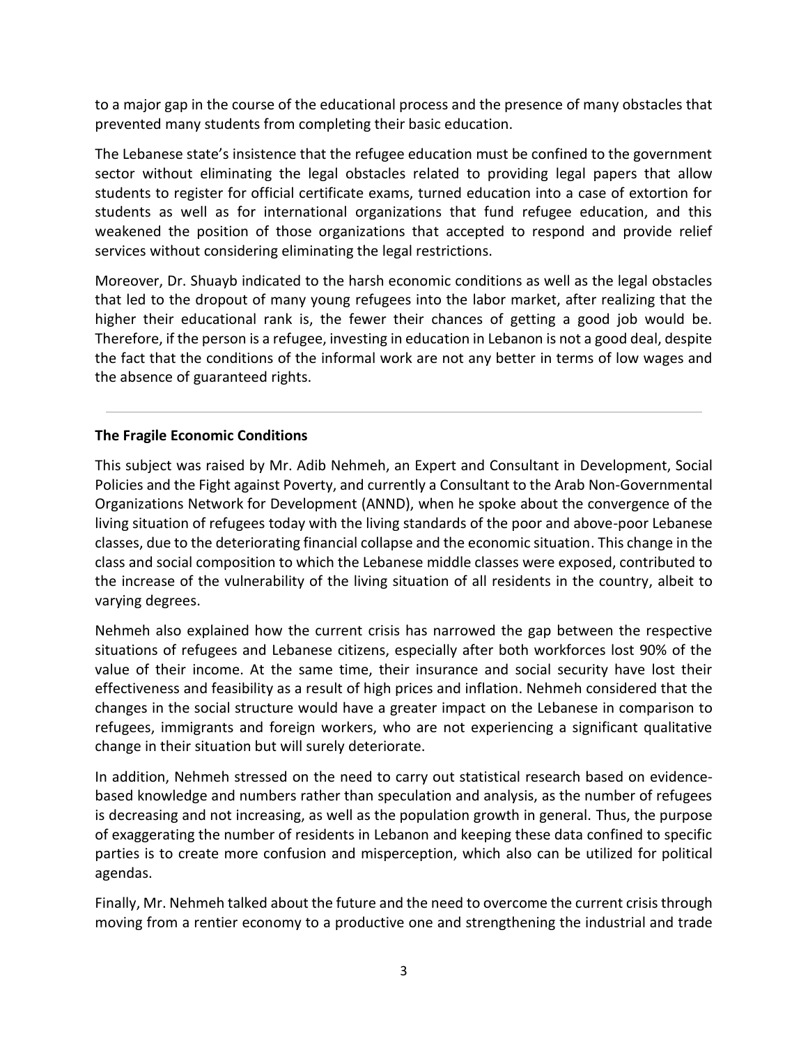to a major gap in the course of the educational process and the presence of many obstacles that prevented many students from completing their basic education.

The Lebanese state's insistence that the refugee education must be confined to the government sector without eliminating the legal obstacles related to providing legal papers that allow students to register for official certificate exams, turned education into a case of extortion for students as well as for international organizations that fund refugee education, and this weakened the position of those organizations that accepted to respond and provide relief services without considering eliminating the legal restrictions.

Moreover, Dr. Shuayb indicated to the harsh economic conditions as well as the legal obstacles that led to the dropout of many young refugees into the labor market, after realizing that the higher their educational rank is, the fewer their chances of getting a good job would be. Therefore, if the person is a refugee, investing in education in Lebanon is not a good deal, despite the fact that the conditions of the informal work are not any better in terms of low wages and the absence of guaranteed rights.

---

**The Fragile Economic Conditions**

This subject was raised by Mr. Adib Nehmeh, an Expert and Consultant in Development, Social Policies and the Fight against Poverty, and currently a Consultant to the Arab Non-Governmental Organizations Network for Development (ANND), when he spoke about the convergence of the living situation of refugees today with the living standards of the poor and above-poor Lebanese classes, due to the deteriorating financial collapse and the economic situation. This change in the class and social composition to which the Lebanese middle classes were exposed, contributed to the increase of the vulnerability of the living situation of all residents in the country, albeit to varying degrees.

Nehmeh also explained how the current crisis has narrowed the gap between the respective situations of refugees and Lebanese citizens, especially after both workforces lost 90% of the value of their income. At the same time, their insurance and social security have lost their effectiveness and feasibility as a result of high prices and inflation. Nehmeh considered that the changes in the social structure would have a greater impact on the Lebanese in comparison to refugees, immigrants and foreign workers, who are not experiencing a significant qualitative change in their situation but will surely deteriorate.

In addition, Nehmeh stressed on the need to carry out statistical research based on evidence-based knowledge and numbers rather than speculation and analysis, as the number of refugees is decreasing and not increasing, as well as the population growth in general. Thus, the purpose of exaggerating the number of residents in Lebanon and keeping these data confined to specific parties is to create more confusion and misperception, which also can be utilized for political agendas.

Finally, Mr. Nehmeh talked about the future and the need to overcome the current crisis through moving from a rentier economy to a productive one and strengthening the industrial and trade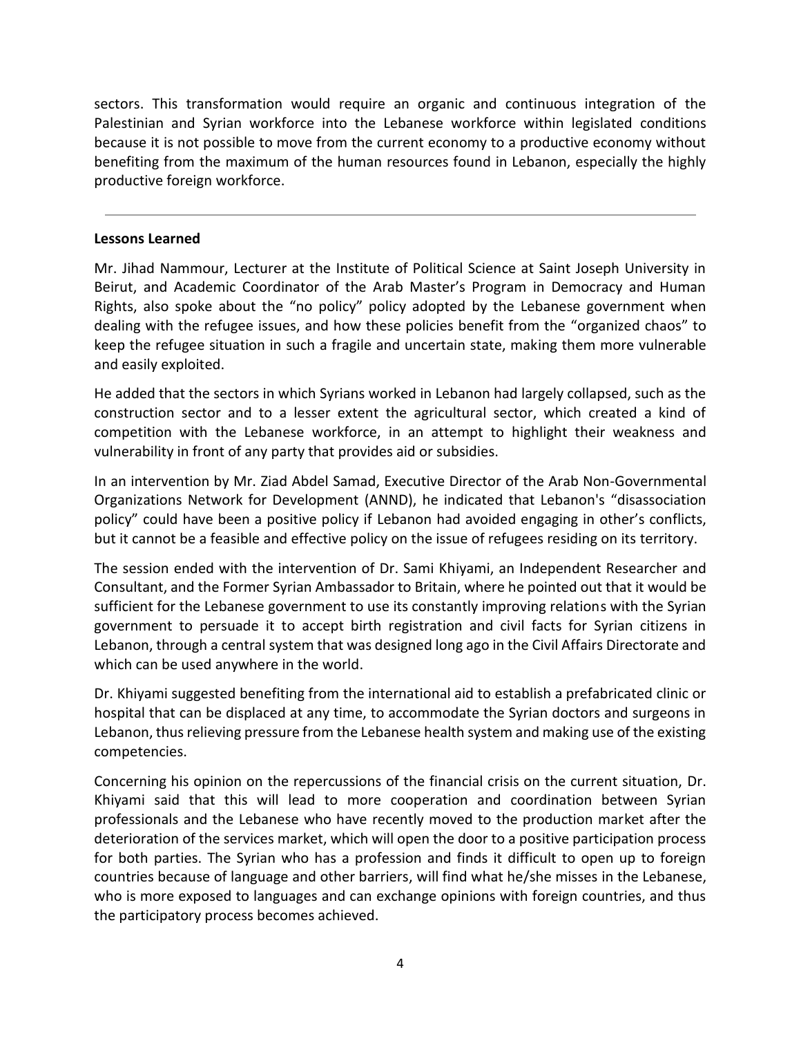sectors. This transformation would require an organic and continuous integration of the Palestinian and Syrian workforce into the Lebanese workforce within legislated conditions because it is not possible to move from the current economy to a productive economy without benefiting from the maximum of the human resources found in Lebanon, especially the highly productive foreign workforce.

---

**Lessons Learned**

Mr. Jihad Nammour, Lecturer at the Institute of Political Science at Saint Joseph University in Beirut, and Academic Coordinator of the Arab Master's Program in Democracy and Human Rights, also spoke about the "no policy" policy adopted by the Lebanese government when dealing with the refugee issues, and how these policies benefit from the "organized chaos" to keep the refugee situation in such a fragile and uncertain state, making them more vulnerable and easily exploited.

He added that the sectors in which Syrians worked in Lebanon had largely collapsed, such as the construction sector and to a lesser extent the agricultural sector, which created a kind of competition with the Lebanese workforce, in an attempt to highlight their weakness and vulnerability in front of any party that provides aid or subsidies.

In an intervention by Mr. Ziad Abdel Samad, Executive Director of the Arab Non-Governmental Organizations Network for Development (ANND), he indicated that Lebanon's "disassociation policy" could have been a positive policy if Lebanon had avoided engaging in other's conflicts, but it cannot be a feasible and effective policy on the issue of refugees residing on its territory.

The session ended with the intervention of Dr. Sami Khiyami, an Independent Researcher and Consultant, and the Former Syrian Ambassador to Britain, where he pointed out that it would be sufficient for the Lebanese government to use its constantly improving relations with the Syrian government to persuade it to accept birth registration and civil facts for Syrian citizens in Lebanon, through a central system that was designed long ago in the Civil Affairs Directorate and which can be used anywhere in the world.

Dr. Khiyami suggested benefiting from the international aid to establish a prefabricated clinic or hospital that can be displaced at any time, to accommodate the Syrian doctors and surgeons in Lebanon, thus relieving pressure from the Lebanese health system and making use of the existing competencies.

Concerning his opinion on the repercussions of the financial crisis on the current situation, Dr. Khiyami said that this will lead to more cooperation and coordination between Syrian professionals and the Lebanese who have recently moved to the production market after the deterioration of the services market, which will open the door to a positive participation process for both parties. The Syrian who has a profession and finds it difficult to open up to foreign countries because of language and other barriers, will find what he/she misses in the Lebanese, who is more exposed to languages and can exchange opinions with foreign countries, and thus the participatory process becomes achieved.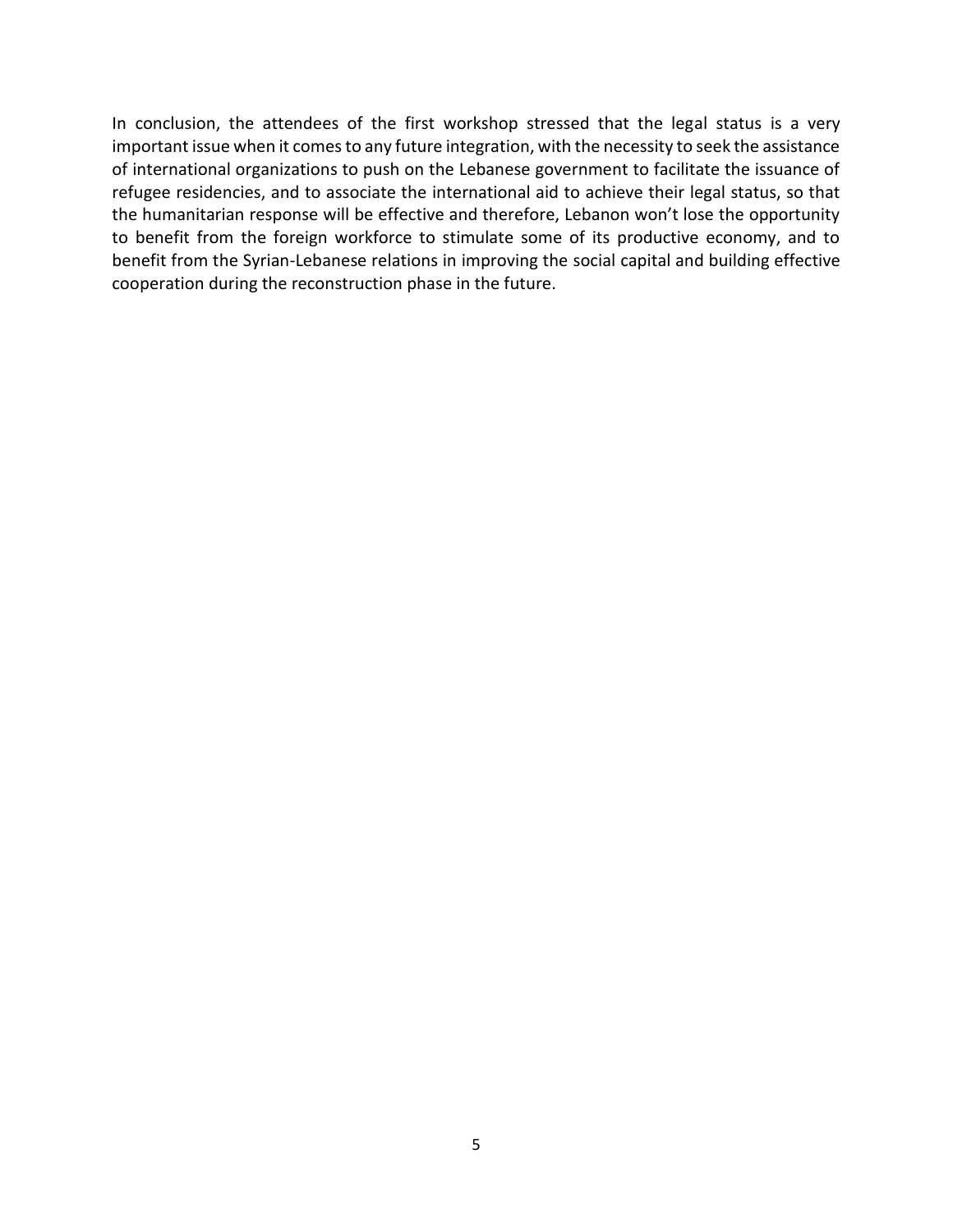In conclusion, the attendees of the first workshop stressed that the legal status is a very important issue when it comes to any future integration, with the necessity to seek the assistance of international organizations to push on the Lebanese government to facilitate the issuance of refugee residencies, and to associate the international aid to achieve their legal status, so that the humanitarian response will be effective and therefore, Lebanon won't lose the opportunity to benefit from the foreign workforce to stimulate some of its productive economy, and to benefit from the Syrian-Lebanese relations in improving the social capital and building effective cooperation during the reconstruction phase in the future.